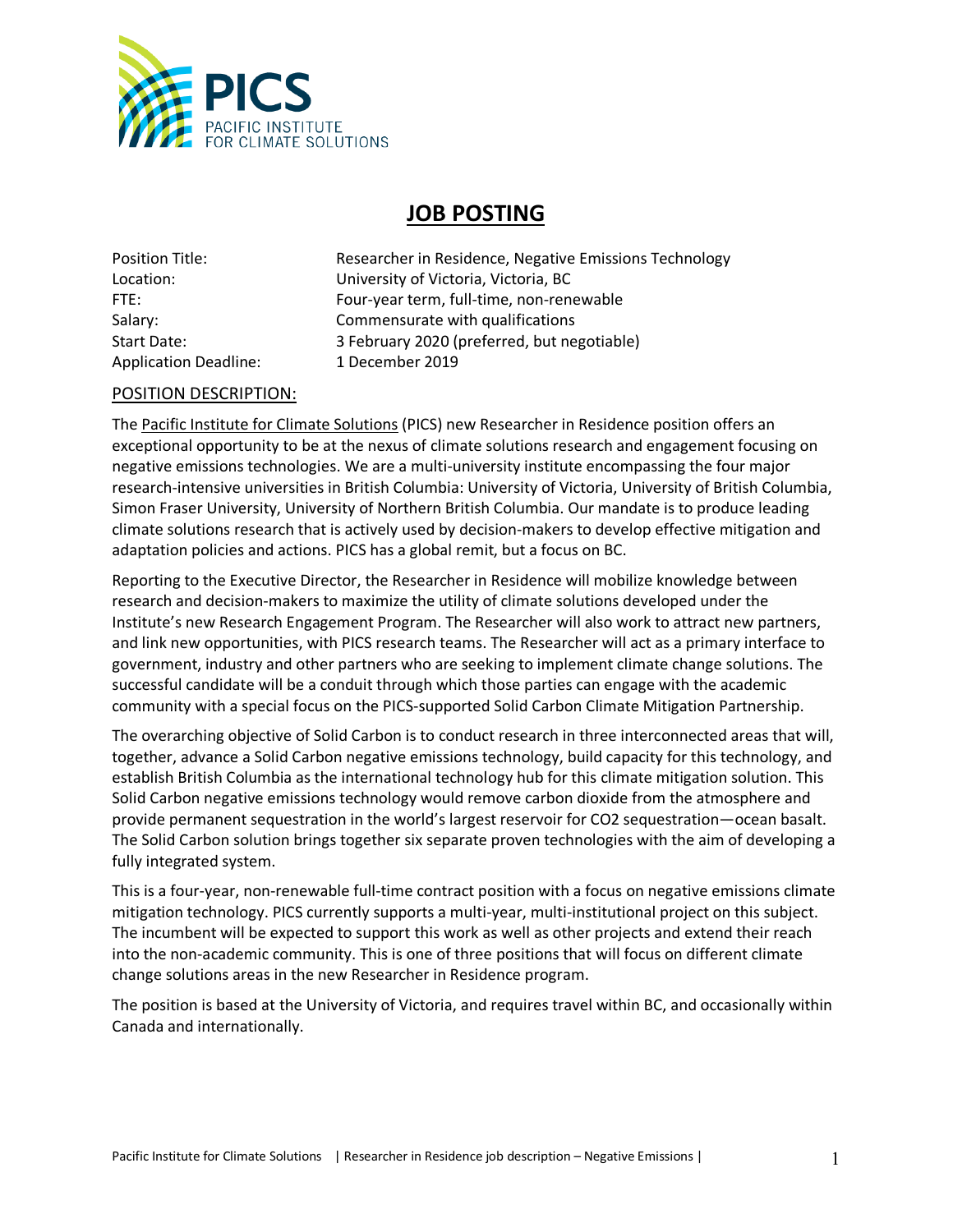PICS
PACIFIC INSTITUTE
FOR CLIMATE SOLUTIONS

# JOB POSTING

| | |
|---|---|
| Position Title: | Researcher in Residence, Negative Emissions Technology |
| Location: | University of Victoria, Victoria, BC |
| FTE: | Four-year term, full-time, non-renewable |
| Salary: | Commensurate with qualifications |
| Start Date: | 3 February 2020 (preferred, but negotiable) |
| Application Deadline: | 1 December 2019 |

## POSITION DESCRIPTION:

The Pacific Institute for Climate Solutions (PICS) new Researcher in Residence position offers an exceptional opportunity to be at the nexus of climate solutions research and engagement focusing on negative emissions technologies. We are a multi-university institute encompassing the four major research-intensive universities in British Columbia: University of Victoria, University of British Columbia, Simon Fraser University, University of Northern British Columbia. Our mandate is to produce leading climate solutions research that is actively used by decision-makers to develop effective mitigation and adaptation policies and actions. PICS has a global remit, but a focus on BC.

Reporting to the Executive Director, the Researcher in Residence will mobilize knowledge between research and decision-makers to maximize the utility of climate solutions developed under the Institute's new Research Engagement Program. The Researcher will also work to attract new partners, and link new opportunities, with PICS research teams. The Researcher will act as a primary interface to government, industry and other partners who are seeking to implement climate change solutions. The successful candidate will be a conduit through which those parties can engage with the academic community with a special focus on the PICS-supported Solid Carbon Climate Mitigation Partnership.

The overarching objective of Solid Carbon is to conduct research in three interconnected areas that will, together, advance a Solid Carbon negative emissions technology, build capacity for this technology, and establish British Columbia as the international technology hub for this climate mitigation solution. This Solid Carbon negative emissions technology would remove carbon dioxide from the atmosphere and provide permanent sequestration in the world's largest reservoir for $CO_2$ sequestration—ocean basalt. The Solid Carbon solution brings together six separate proven technologies with the aim of developing a fully integrated system.

This is a four-year, non-renewable full-time contract position with a focus on negative emissions climate mitigation technology. PICS currently supports a multi-year, multi-institutional project on this subject. The incumbent will be expected to support this work as well as other projects and extend their reach into the non-academic community. This is one of three positions that will focus on different climate change solutions areas in the new Researcher in Residence program.

The position is based at the University of Victoria, and requires travel within BC, and occasionally within Canada and internationally.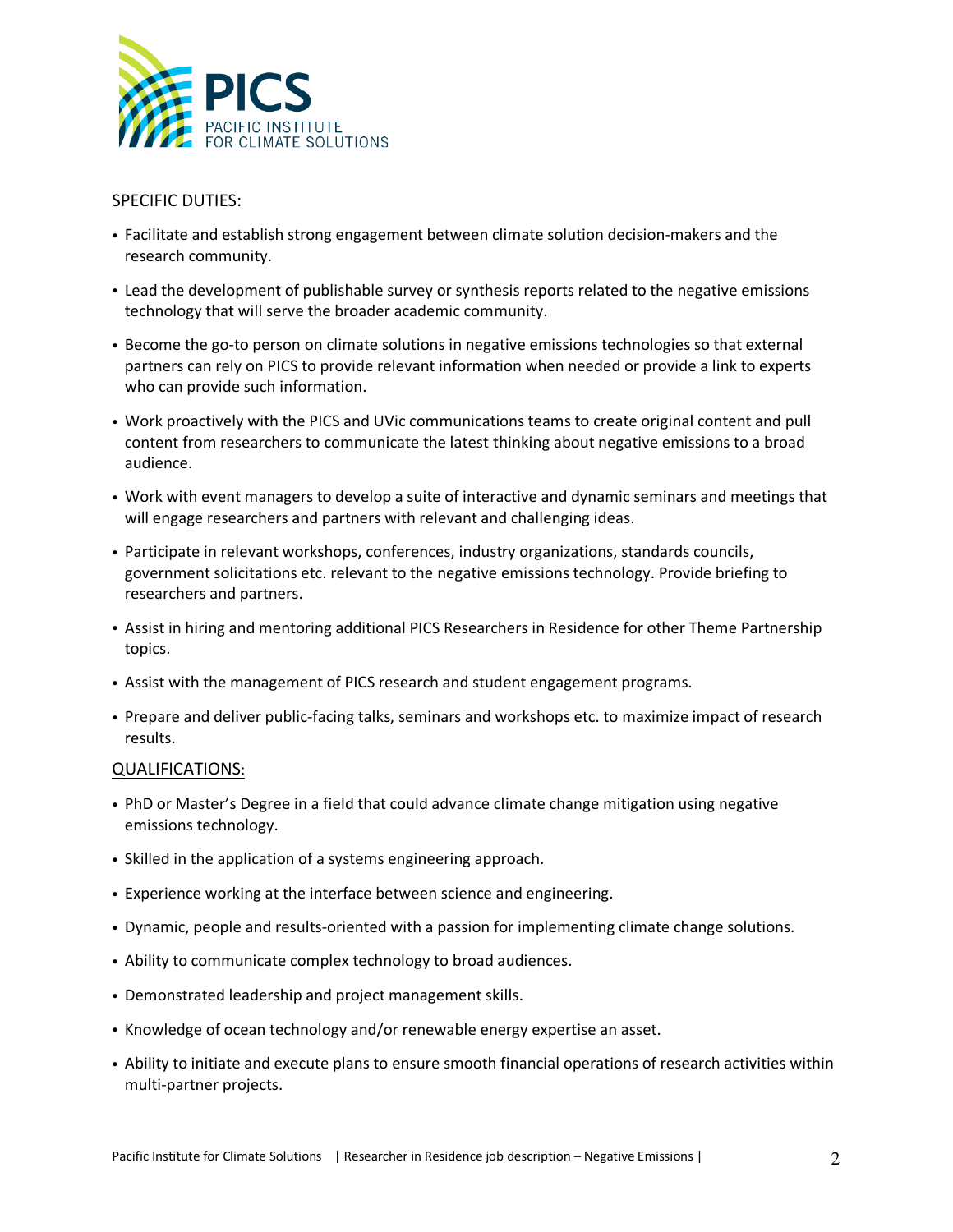## SPECIFIC DUTIES:

- Facilitate and establish strong engagement between climate solution decision-makers and the research community.
- Lead the development of publishable survey or synthesis reports related to the negative emissions technology that will serve the broader academic community.
- Become the go-to person on climate solutions in negative emissions technologies so that external partners can rely on PICS to provide relevant information when needed or provide a link to experts who can provide such information.
- Work proactively with the PICS and UVic communications teams to create original content and pull content from researchers to communicate the latest thinking about negative emissions to a broad audience.
- Work with event managers to develop a suite of interactive and dynamic seminars and meetings that will engage researchers and partners with relevant and challenging ideas.
- Participate in relevant workshops, conferences, industry organizations, standards councils, government solicitations etc. relevant to the negative emissions technology. Provide briefing to researchers and partners.
- Assist in hiring and mentoring additional PICS Researchers in Residence for other Theme Partnership topics.
- Assist with the management of PICS research and student engagement programs.
- Prepare and deliver public-facing talks, seminars and workshops etc. to maximize impact of research results.

## QUALIFICATIONS:

- PhD or Master's Degree in a field that could advance climate change mitigation using negative emissions technology.
- Skilled in the application of a systems engineering approach.
- Experience working at the interface between science and engineering.
- Dynamic, people and results-oriented with a passion for implementing climate change solutions.
- Ability to communicate complex technology to broad audiences.
- Demonstrated leadership and project management skills.
- Knowledge of ocean technology and/or renewable energy expertise an asset.
- Ability to initiate and execute plans to ensure smooth financial operations of research activities within multi-partner projects.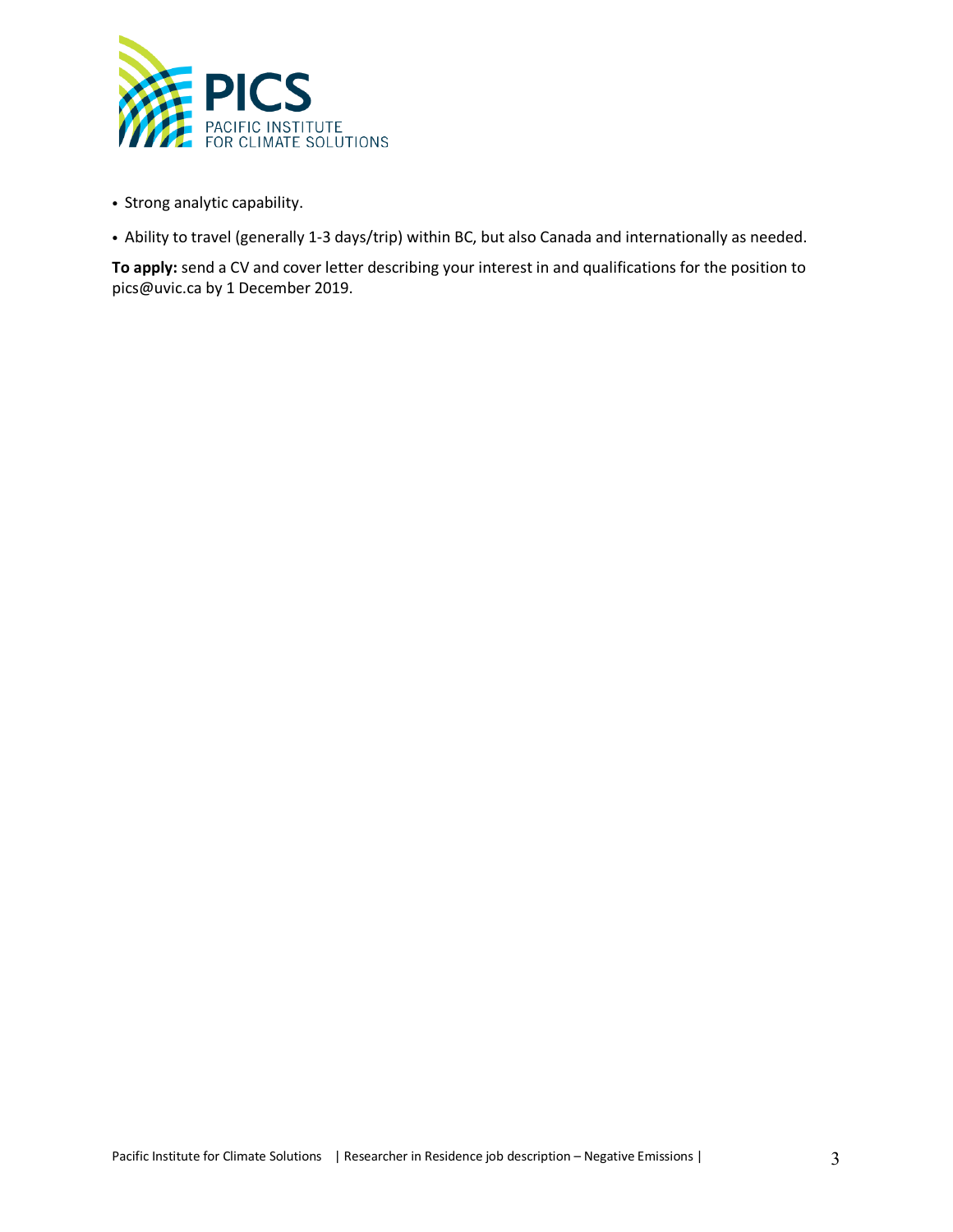- Strong analytic capability.
- Ability to travel (generally 1-3 days/trip) within BC, but also Canada and internationally as needed.

**To apply:** send a CV and cover letter describing your interest in and qualifications for the position to pics@uvic.ca by 1 December 2019.